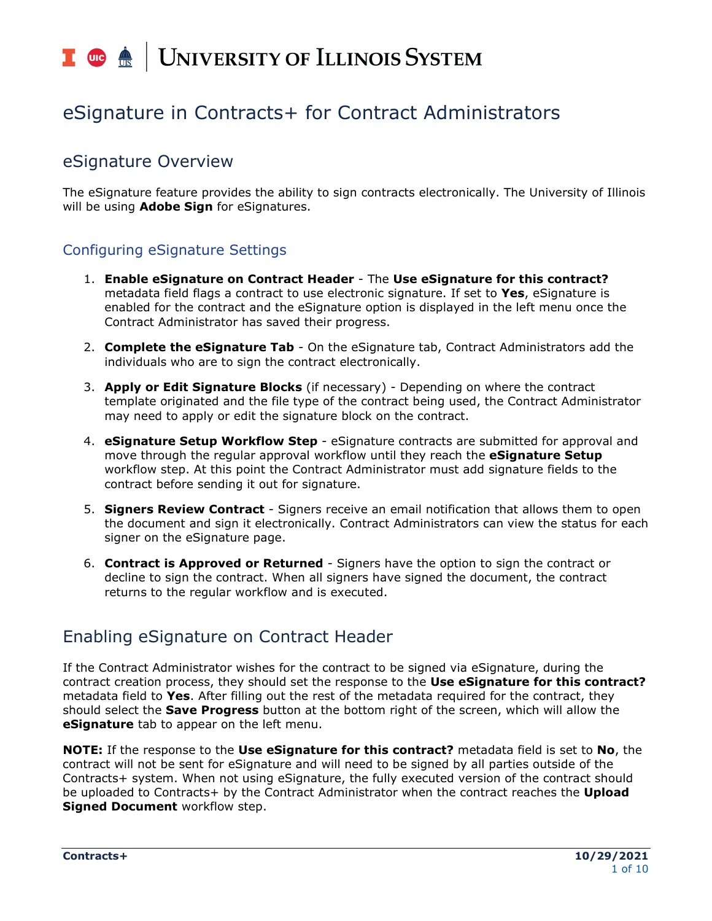# eSignature in Contracts+ for Contract Administrators

## eSignature Overview

The eSignature feature provides the ability to sign contracts electronically. The University of Illinois will be using **Adobe Sign** for eSignatures.

### Configuring eSignature Settings

1. **Enable eSignature on Contract Header** - The **Use eSignature for this contract?** metadata field flags a contract to use electronic signature. If set to **Yes**, eSignature is enabled for the contract and the eSignature option is displayed in the left menu once the Contract Administrator has saved their progress.

2. **Complete the eSignature Tab** - On the eSignature tab, Contract Administrators add the individuals who are to sign the contract electronically.

3. **Apply or Edit Signature Blocks** (if necessary) - Depending on where the contract template originated and the file type of the contract being used, the Contract Administrator may need to apply or edit the signature block on the contract.

4. **eSignature Setup Workflow Step** - eSignature contracts are submitted for approval and move through the regular approval workflow until they reach the **eSignature Setup** workflow step. At this point the Contract Administrator must add signature fields to the contract before sending it out for signature.

5. **Signers Review Contract** - Signers receive an email notification that allows them to open the document and sign it electronically. Contract Administrators can view the status for each signer on the eSignature page.

6. **Contract is Approved or Returned** - Signers have the option to sign the contract or decline to sign the contract. When all signers have signed the document, the contract returns to the regular workflow and is executed.

## Enabling eSignature on Contract Header

If the Contract Administrator wishes for the contract to be signed via eSignature, during the contract creation process, they should set the response to the **Use eSignature for this contract?** metadata field to **Yes**. After filling out the rest of the metadata required for the contract, they should select the **Save Progress** button at the bottom right of the screen, which will allow the **eSignature** tab to appear on the left menu.

**NOTE:** If the response to the **Use eSignature for this contract?** metadata field is set to **No**, the contract will not be sent for eSignature and will need to be signed by all parties outside of the Contracts+ system. When not using eSignature, the fully executed version of the contract should be uploaded to Contracts+ by the Contract Administrator when the contract reaches the **Upload Signed Document** workflow step.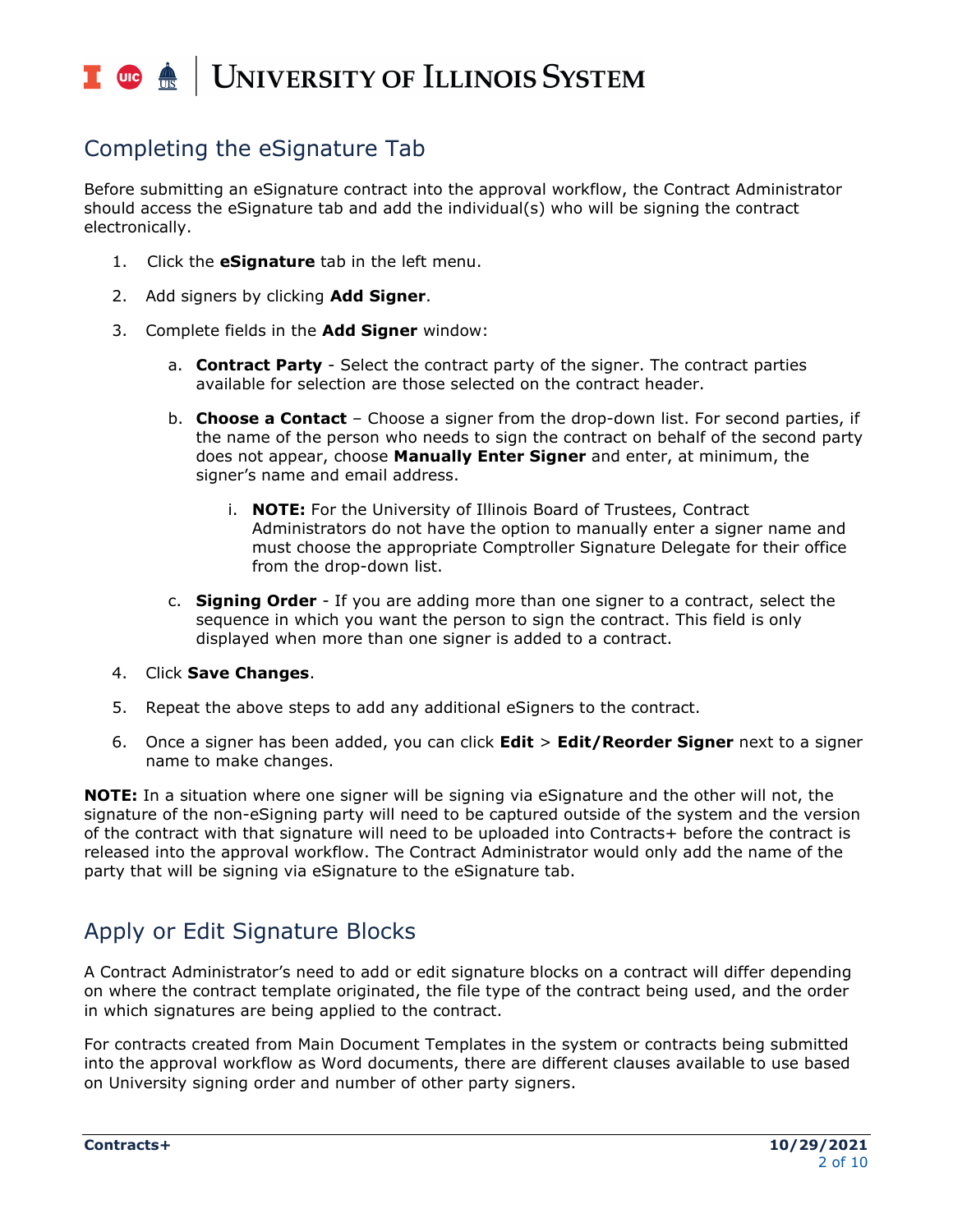## Completing the eSignature Tab

Before submitting an eSignature contract into the approval workflow, the Contract Administrator should access the eSignature tab and add the individual(s) who will be signing the contract electronically.

1. Click the **eSignature** tab in the left menu.
2. Add signers by clicking **Add Signer**.
3. Complete fields in the **Add Signer** window:
   a. **Contract Party** - Select the contract party of the signer. The contract parties available for selection are those selected on the contract header.
   b. **Choose a Contact** – Choose a signer from the drop-down list. For second parties, if the name of the person who needs to sign the contract on behalf of the second party does not appear, choose **Manually Enter Signer** and enter, at minimum, the signer's name and email address.
      i. **NOTE:** For the University of Illinois Board of Trustees, Contract Administrators do not have the option to manually enter a signer name and must choose the appropriate Comptroller Signature Delegate for their office from the drop-down list.
   c. **Signing Order** - If you are adding more than one signer to a contract, select the sequence in which you want the person to sign the contract. This field is only displayed when more than one signer is added to a contract.
4. Click **Save Changes**.
5. Repeat the above steps to add any additional eSigners to the contract.
6. Once a signer has been added, you can click **Edit** > **Edit/Reorder Signer** next to a signer name to make changes.

**NOTE:** In a situation where one signer will be signing via eSignature and the other will not, the signature of the non-eSigning party will need to be captured outside of the system and the version of the contract with that signature will need to be uploaded into Contracts+ before the contract is released into the approval workflow. The Contract Administrator would only add the name of the party that will be signing via eSignature to the eSignature tab.

## Apply or Edit Signature Blocks

A Contract Administrator's need to add or edit signature blocks on a contract will differ depending on where the contract template originated, the file type of the contract being used, and the order in which signatures are being applied to the contract.

For contracts created from Main Document Templates in the system or contracts being submitted into the approval workflow as Word documents, there are different clauses available to use based on University signing order and number of other party signers.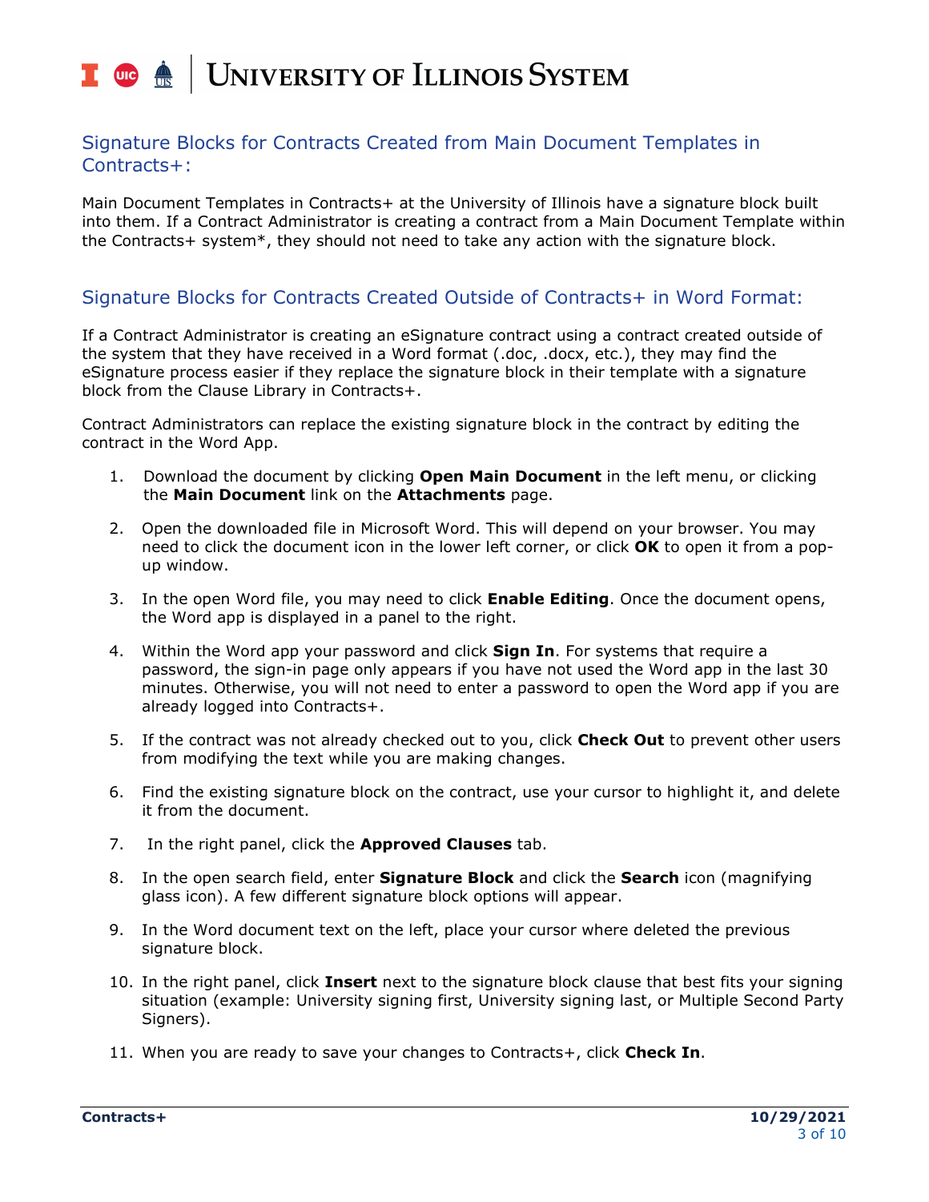## Signature Blocks for Contracts Created from Main Document Templates in Contracts+:

Main Document Templates in Contracts+ at the University of Illinois have a signature block built into them. If a Contract Administrator is creating a contract from a Main Document Template within the Contracts+ system*, they should not need to take any action with the signature block.

## Signature Blocks for Contracts Created Outside of Contracts+ in Word Format:

If a Contract Administrator is creating an eSignature contract using a contract created outside of the system that they have received in a Word format (.doc, .docx, etc.), they may find the eSignature process easier if they replace the signature block in their template with a signature block from the Clause Library in Contracts+.

Contract Administrators can replace the existing signature block in the contract by editing the contract in the Word App.

1. Download the document by clicking **Open Main Document** in the left menu, or clicking the **Main Document** link on the **Attachments** page.
2. Open the downloaded file in Microsoft Word. This will depend on your browser. You may need to click the document icon in the lower left corner, or click **OK** to open it from a pop-up window.
3. In the open Word file, you may need to click **Enable Editing**. Once the document opens, the Word app is displayed in a panel to the right.
4. Within the Word app your password and click **Sign In**. For systems that require a password, the sign-in page only appears if you have not used the Word app in the last 30 minutes. Otherwise, you will not need to enter a password to open the Word app if you are already logged into Contracts+.
5. If the contract was not already checked out to you, click **Check Out** to prevent other users from modifying the text while you are making changes.
6. Find the existing signature block on the contract, use your cursor to highlight it, and delete it from the document.
7. In the right panel, click the **Approved Clauses** tab.
8. In the open search field, enter **Signature Block** and click the **Search** icon (magnifying glass icon). A few different signature block options will appear.
9. In the Word document text on the left, place your cursor where deleted the previous signature block.
10. In the right panel, click **Insert** next to the signature block clause that best fits your signing situation (example: University signing first, University signing last, or Multiple Second Party Signers).
11. When you are ready to save your changes to Contracts+, click **Check In**.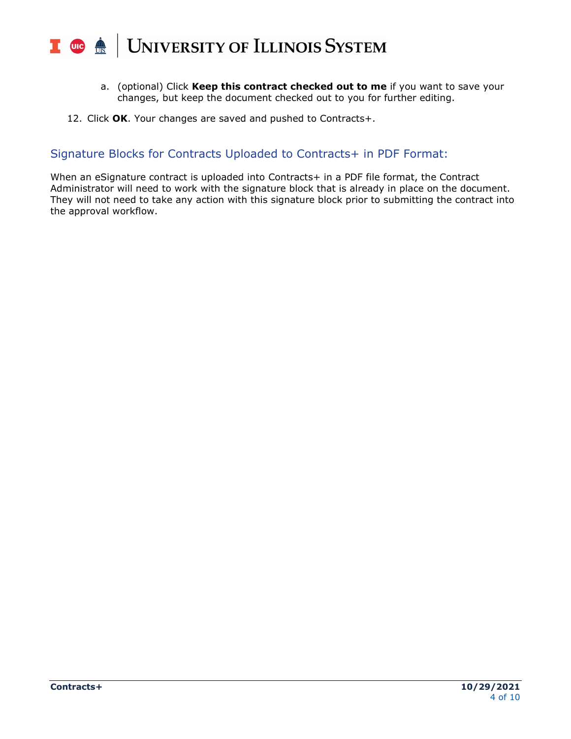a. (optional) Click **Keep this contract checked out to me** if you want to save your changes, but keep the document checked out to you for further editing.

12. Click **OK**. Your changes are saved and pushed to Contracts+.

## Signature Blocks for Contracts Uploaded to Contracts+ in PDF Format:

When an eSignature contract is uploaded into Contracts+ in a PDF file format, the Contract Administrator will need to work with the signature block that is already in place on the document. They will not need to take any action with this signature block prior to submitting the contract into the approval workflow.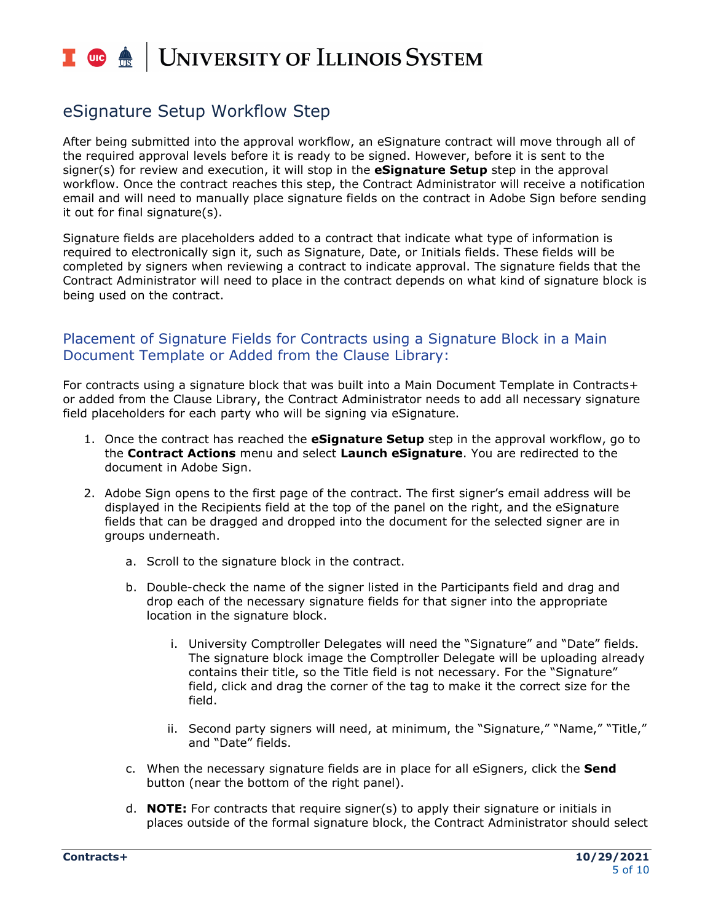## eSignature Setup Workflow Step

After being submitted into the approval workflow, an eSignature contract will move through all of the required approval levels before it is ready to be signed. However, before it is sent to the signer(s) for review and execution, it will stop in the **eSignature Setup** step in the approval workflow. Once the contract reaches this step, the Contract Administrator will receive a notification email and will need to manually place signature fields on the contract in Adobe Sign before sending it out for final signature(s).

Signature fields are placeholders added to a contract that indicate what type of information is required to electronically sign it, such as Signature, Date, or Initials fields. These fields will be completed by signers when reviewing a contract to indicate approval. The signature fields that the Contract Administrator will need to place in the contract depends on what kind of signature block is being used on the contract.

### Placement of Signature Fields for Contracts using a Signature Block in a Main Document Template or Added from the Clause Library:

For contracts using a signature block that was built into a Main Document Template in Contracts+ or added from the Clause Library, the Contract Administrator needs to add all necessary signature field placeholders for each party who will be signing via eSignature.

1. Once the contract has reached the **eSignature Setup** step in the approval workflow, go to the **Contract Actions** menu and select **Launch eSignature**. You are redirected to the document in Adobe Sign.
2. Adobe Sign opens to the first page of the contract. The first signer's email address will be displayed in the Recipients field at the top of the panel on the right, and the eSignature fields that can be dragged and dropped into the document for the selected signer are in groups underneath.
   a. Scroll to the signature block in the contract.
   b. Double-check the name of the signer listed in the Participants field and drag and drop each of the necessary signature fields for that signer into the appropriate location in the signature block.
      i. University Comptroller Delegates will need the "Signature" and "Date" fields. The signature block image the Comptroller Delegate will be uploading already contains their title, so the Title field is not necessary. For the "Signature" field, click and drag the corner of the tag to make it the correct size for the field.
      ii. Second party signers will need, at minimum, the "Signature," "Name," "Title," and "Date" fields.
   c. When the necessary signature fields are in place for all eSigners, click the **Send** button (near the bottom of the right panel).
   d. **NOTE:** For contracts that require signer(s) to apply their signature or initials in places outside of the formal signature block, the Contract Administrator should select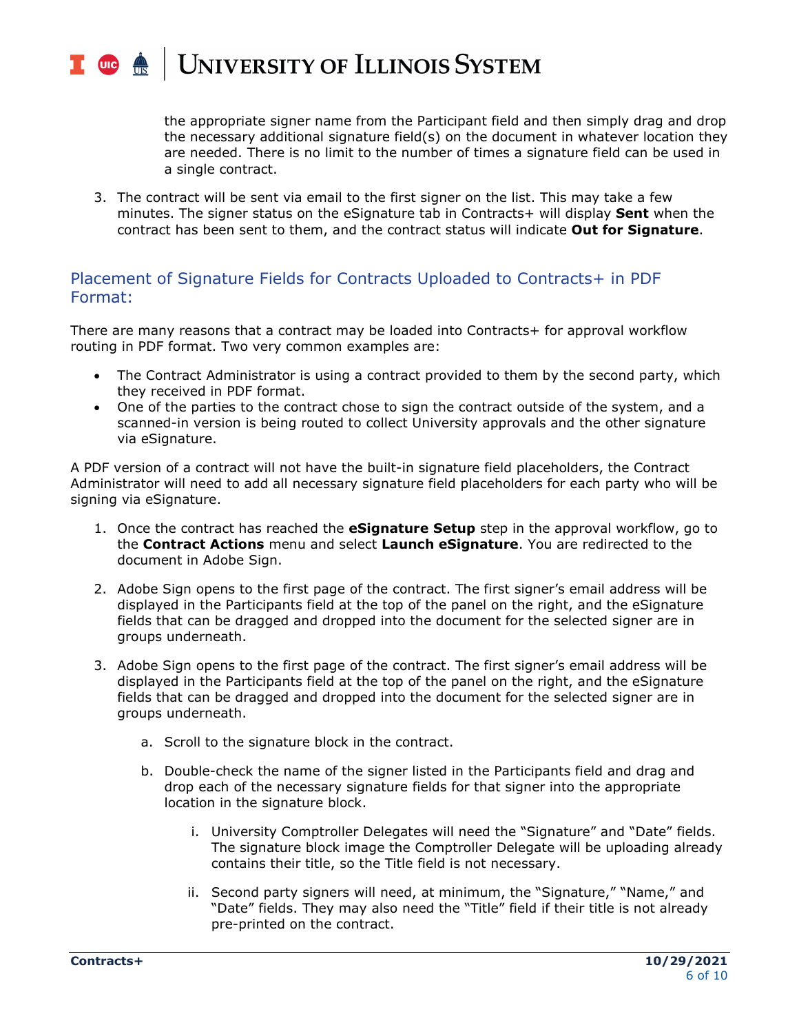the appropriate signer name from the Participant field and then simply drag and drop the necessary additional signature field(s) on the document in whatever location they are needed. There is no limit to the number of times a signature field can be used in a single contract.

3. The contract will be sent via email to the first signer on the list. This may take a few minutes. The signer status on the eSignature tab in Contracts+ will display **Sent** when the contract has been sent to them, and the contract status will indicate **Out for Signature**.

## Placement of Signature Fields for Contracts Uploaded to Contracts+ in PDF Format:

There are many reasons that a contract may be loaded into Contracts+ for approval workflow routing in PDF format. Two very common examples are:

- The Contract Administrator is using a contract provided to them by the second party, which they received in PDF format.
- One of the parties to the contract chose to sign the contract outside of the system, and a scanned-in version is being routed to collect University approvals and the other signature via eSignature.

A PDF version of a contract will not have the built-in signature field placeholders, the Contract Administrator will need to add all necessary signature field placeholders for each party who will be signing via eSignature.

1. Once the contract has reached the **eSignature Setup** step in the approval workflow, go to the **Contract Actions** menu and select **Launch eSignature**. You are redirected to the document in Adobe Sign.

2. Adobe Sign opens to the first page of the contract. The first signer's email address will be displayed in the Participants field at the top of the panel on the right, and the eSignature fields that can be dragged and dropped into the document for the selected signer are in groups underneath.

3. Adobe Sign opens to the first page of the contract. The first signer's email address will be displayed in the Participants field at the top of the panel on the right, and the eSignature fields that can be dragged and dropped into the document for the selected signer are in groups underneath.

    a. Scroll to the signature block in the contract.

    b. Double-check the name of the signer listed in the Participants field and drag and drop each of the necessary signature fields for that signer into the appropriate location in the signature block.

        i. University Comptroller Delegates will need the "Signature" and "Date" fields. The signature block image the Comptroller Delegate will be uploading already contains their title, so the Title field is not necessary.

        ii. Second party signers will need, at minimum, the "Signature," "Name," and "Date" fields. They may also need the "Title" field if their title is not already pre-printed on the contract.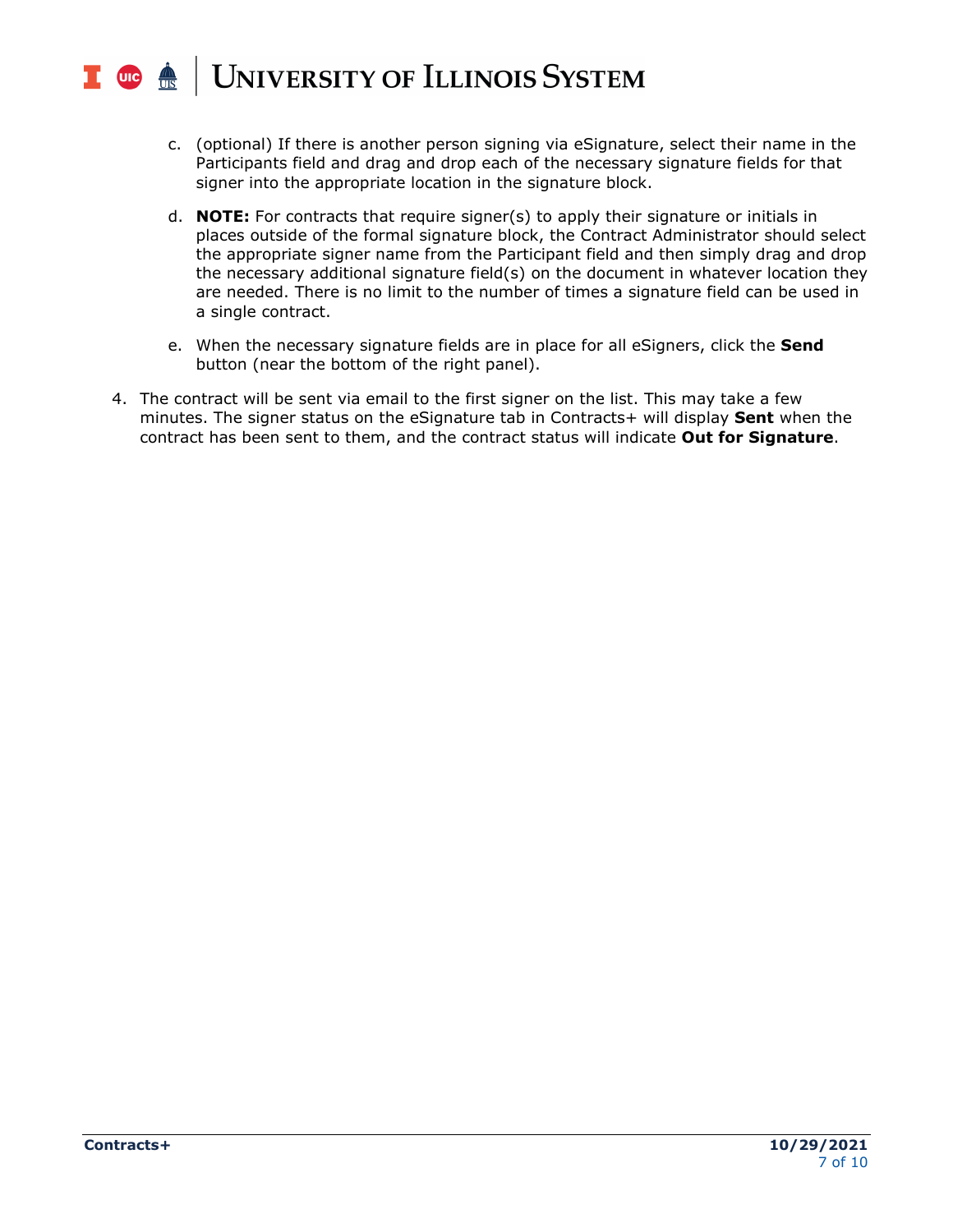c. (optional) If there is another person signing via eSignature, select their name in the Participants field and drag and drop each of the necessary signature fields for that signer into the appropriate location in the signature block.

   d. **NOTE:** For contracts that require signer(s) to apply their signature or initials in places outside of the formal signature block, the Contract Administrator should select the appropriate signer name from the Participant field and then simply drag and drop the necessary additional signature field(s) on the document in whatever location they are needed. There is no limit to the number of times a signature field can be used in a single contract.

   e. When the necessary signature fields are in place for all eSigners, click the **Send** button (near the bottom of the right panel).

4. The contract will be sent via email to the first signer on the list. This may take a few minutes. The signer status on the eSignature tab in Contracts+ will display **Sent** when the contract has been sent to them, and the contract status will indicate **Out for Signature**.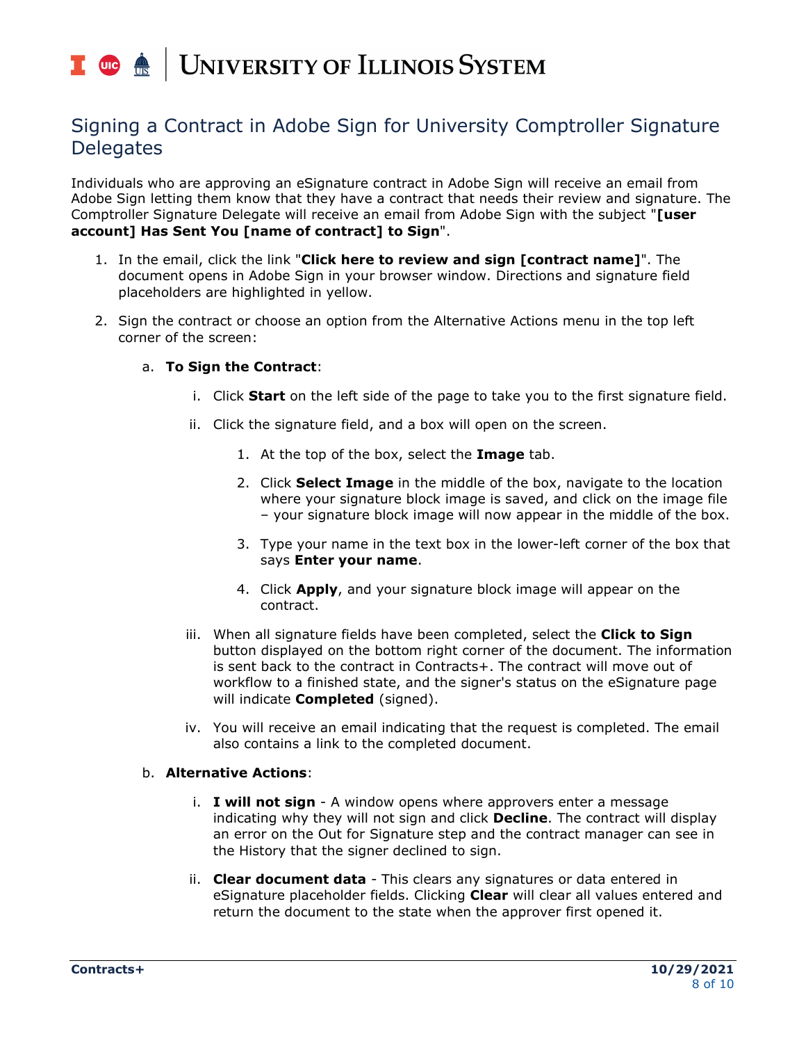## Signing a Contract in Adobe Sign for University Comptroller Signature Delegates

Individuals who are approving an eSignature contract in Adobe Sign will receive an email from Adobe Sign letting them know that they have a contract that needs their review and signature. The Comptroller Signature Delegate will receive an email from Adobe Sign with the subject "**[user account] Has Sent You [name of contract] to Sign**".

1. In the email, click the link "**Click here to review and sign [contract name]**". The document opens in Adobe Sign in your browser window. Directions and signature field placeholders are highlighted in yellow.

2. Sign the contract or choose an option from the Alternative Actions menu in the top left corner of the screen:

   a. **To Sign the Contract**:

      i. Click **Start** on the left side of the page to take you to the first signature field.

      ii. Click the signature field, and a box will open on the screen.

         1. At the top of the box, select the **Image** tab.

         2. Click **Select Image** in the middle of the box, navigate to the location where your signature block image is saved, and click on the image file – your signature block image will now appear in the middle of the box.

         3. Type your name in the text box in the lower-left corner of the box that says **Enter your name**.

         4. Click **Apply**, and your signature block image will appear on the contract.

      iii. When all signature fields have been completed, select the **Click to Sign** button displayed on the bottom right corner of the document. The information is sent back to the contract in Contracts+. The contract will move out of workflow to a finished state, and the signer's status on the eSignature page will indicate **Completed** (signed).

      iv. You will receive an email indicating that the request is completed. The email also contains a link to the completed document.

   b. **Alternative Actions**:

      i. **I will not sign** - A window opens where approvers enter a message indicating why they will not sign and click **Decline**. The contract will display an error on the Out for Signature step and the contract manager can see in the History that the signer declined to sign.

      ii. **Clear document data** - This clears any signatures or data entered in eSignature placeholder fields. Clicking **Clear** will clear all values entered and return the document to the state when the approver first opened it.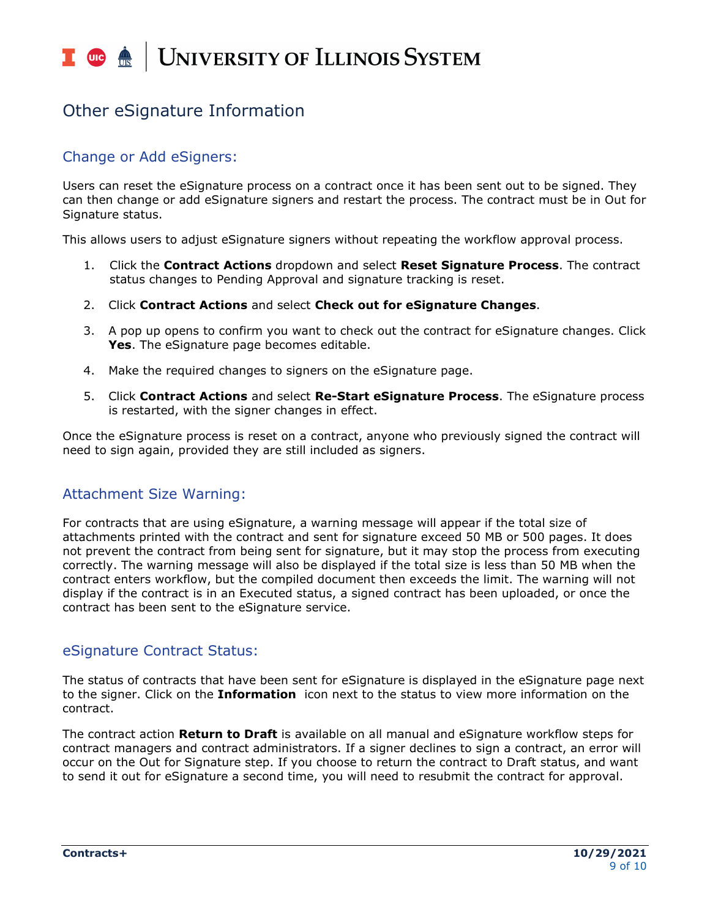# Other eSignature Information

## Change or Add eSigners:

Users can reset the eSignature process on a contract once it has been sent out to be signed. They can then change or add eSignature signers and restart the process. The contract must be in Out for Signature status.

This allows users to adjust eSignature signers without repeating the workflow approval process.

1. Click the **Contract Actions** dropdown and select **Reset Signature Process**. The contract status changes to Pending Approval and signature tracking is reset.
2. Click **Contract Actions** and select **Check out for eSignature Changes**.
3. A pop up opens to confirm you want to check out the contract for eSignature changes. Click **Yes**. The eSignature page becomes editable.
4. Make the required changes to signers on the eSignature page.
5. Click **Contract Actions** and select **Re-Start eSignature Process**. The eSignature process is restarted, with the signer changes in effect.

Once the eSignature process is reset on a contract, anyone who previously signed the contract will need to sign again, provided they are still included as signers.

## Attachment Size Warning:

For contracts that are using eSignature, a warning message will appear if the total size of attachments printed with the contract and sent for signature exceed 50 MB or 500 pages. It does not prevent the contract from being sent for signature, but it may stop the process from executing correctly. The warning message will also be displayed if the total size is less than 50 MB when the contract enters workflow, but the compiled document then exceeds the limit. The warning will not display if the contract is in an Executed status, a signed contract has been uploaded, or once the contract has been sent to the eSignature service.

## eSignature Contract Status:

The status of contracts that have been sent for eSignature is displayed in the eSignature page next to the signer. Click on the **Information** icon next to the status to view more information on the contract.

The contract action **Return to Draft** is available on all manual and eSignature workflow steps for contract managers and contract administrators. If a signer declines to sign a contract, an error will occur on the Out for Signature step. If you choose to return the contract to Draft status, and want to send it out for eSignature a second time, you will need to resubmit the contract for approval.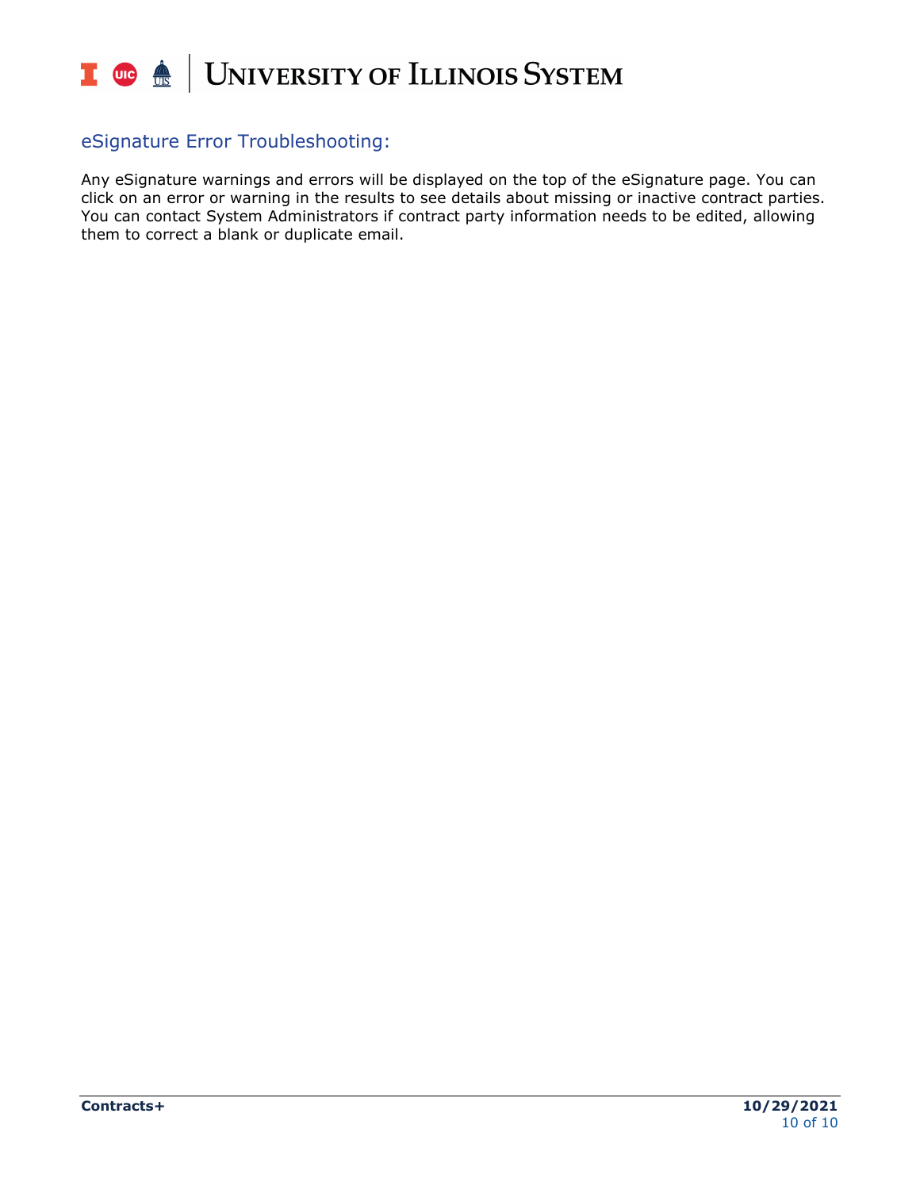## eSignature Error Troubleshooting:

Any eSignature warnings and errors will be displayed on the top of the eSignature page. You can click on an error or warning in the results to see details about missing or inactive contract parties. You can contact System Administrators if contract party information needs to be edited, allowing them to correct a blank or duplicate email.